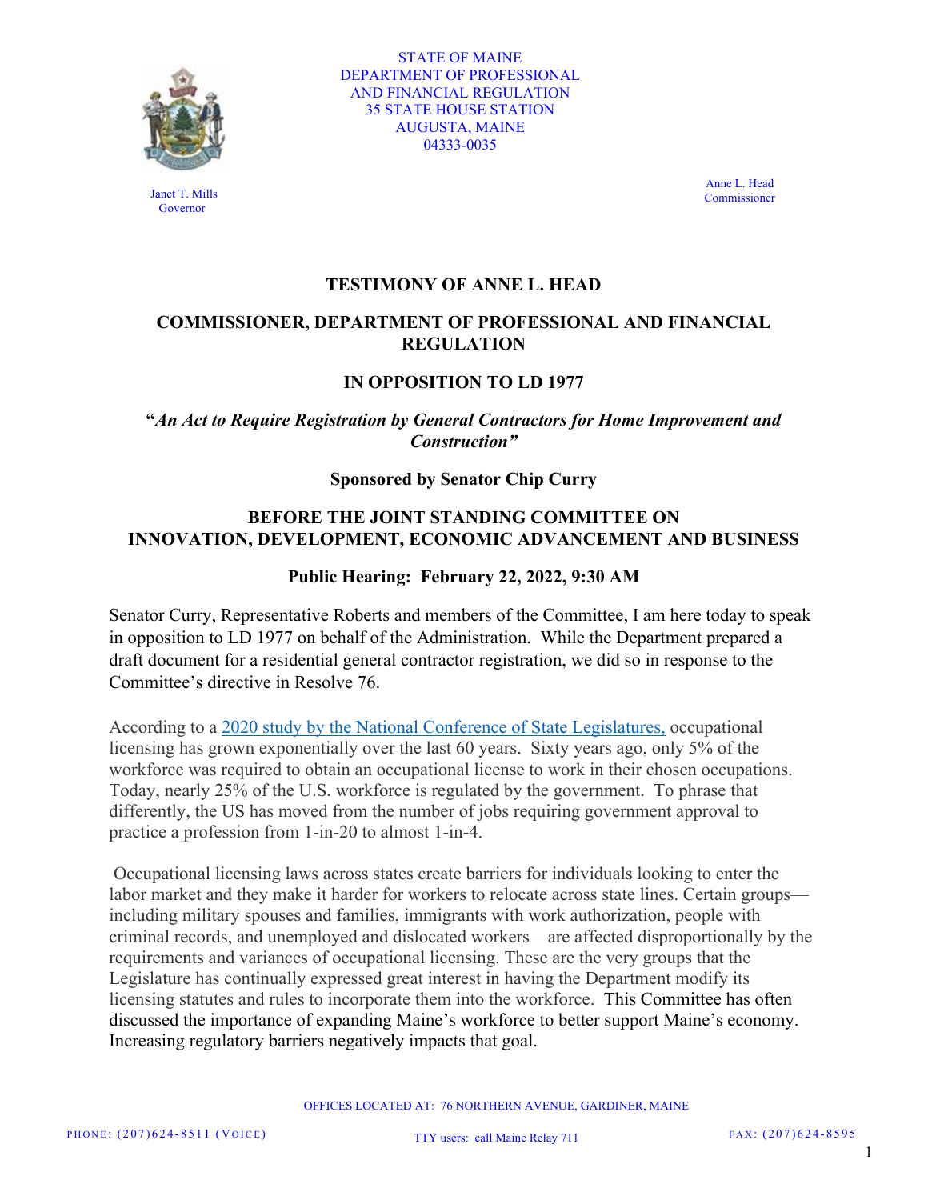STATE OF MAINE
DEPARTMENT OF PROFESSIONAL
AND FINANCIAL REGULATION
35 STATE HOUSE STATION
AUGUSTA, MAINE
04333-0035

Janet T. Mills
Governor

Anne L. Head
Commissioner

## TESTIMONY OF ANNE L. HEAD

## COMMISSIONER, DEPARTMENT OF PROFESSIONAL AND FINANCIAL REGULATION

## IN OPPOSITION TO LD 1977

### "*An Act to Require Registration by General Contractors for Home Improvement and Construction*"

### Sponsored by Senator Chip Curry

### BEFORE THE JOINT STANDING COMMITTEE ON INNOVATION, DEVELOPMENT, ECONOMIC ADVANCEMENT AND BUSINESS

### Public Hearing: February 22, 2022, 9:30 AM

Senator Curry, Representative Roberts and members of the Committee, I am here today to speak in opposition to LD 1977 on behalf of the Administration. While the Department prepared a draft document for a residential general contractor registration, we did so in response to the Committee's directive in Resolve 76.

According to a 2020 study by the National Conference of State Legislatures, occupational licensing has grown exponentially over the last 60 years. Sixty years ago, only 5% of the workforce was required to obtain an occupational license to work in their chosen occupations. Today, nearly 25% of the U.S. workforce is regulated by the government. To phrase that differently, the US has moved from the number of jobs requiring government approval to practice a profession from 1-in-20 to almost 1-in-4.

Occupational licensing laws across states create barriers for individuals looking to enter the labor market and they make it harder for workers to relocate across state lines. Certain groups—including military spouses and families, immigrants with work authorization, people with criminal records, and unemployed and dislocated workers—are affected disproportionally by the requirements and variances of occupational licensing. These are the very groups that the Legislature has continually expressed great interest in having the Department modify its licensing statutes and rules to incorporate them into the workforce. This Committee has often discussed the importance of expanding Maine's workforce to better support Maine's economy. Increasing regulatory barriers negatively impacts that goal.

OFFICES LOCATED AT: 76 NORTHERN AVENUE, GARDINER, MAINE

PHONE: (207)624-8511 (VOICE) TTY users: call Maine Relay 711 FAX: (207)624-8595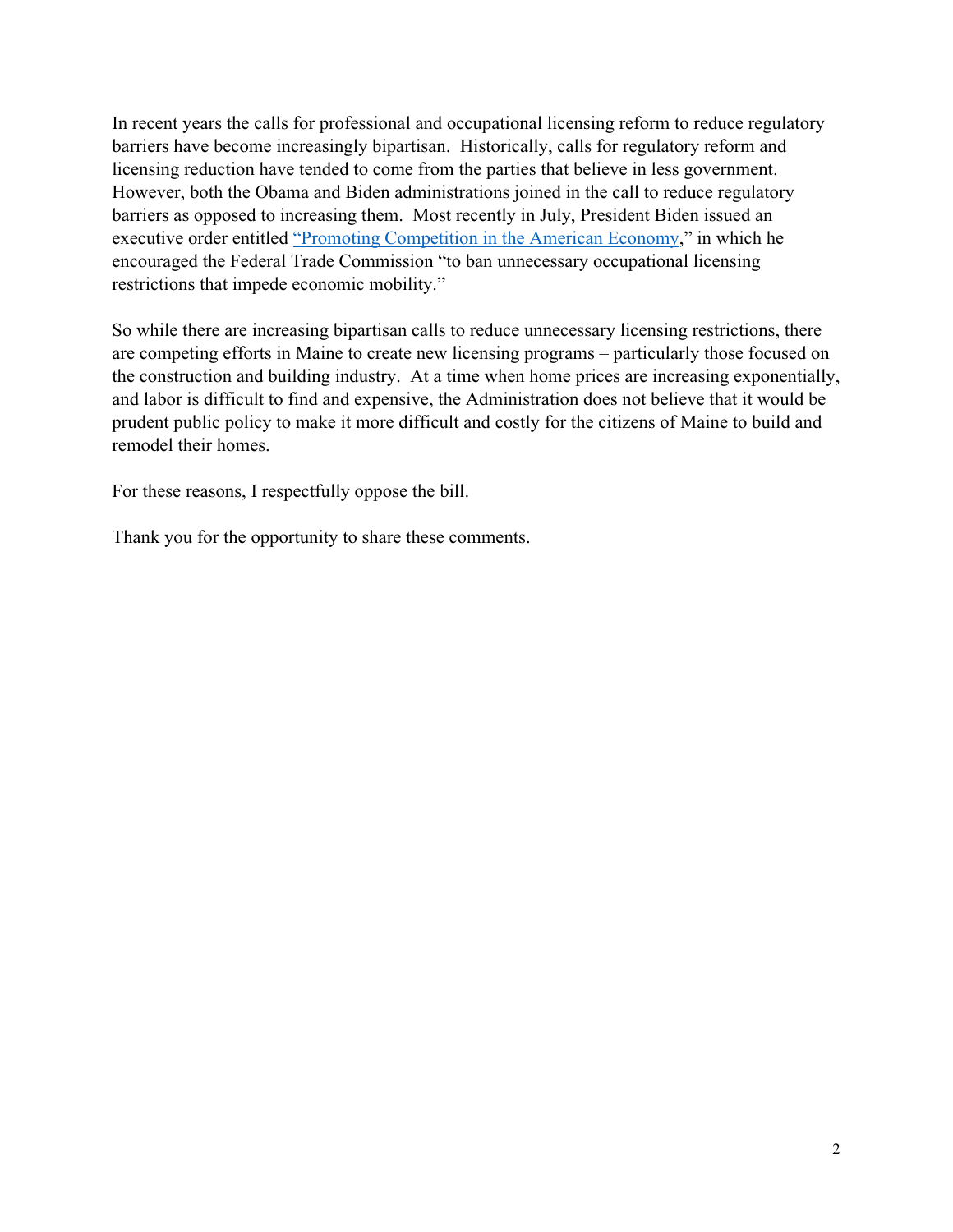In recent years the calls for professional and occupational licensing reform to reduce regulatory barriers have become increasingly bipartisan. Historically, calls for regulatory reform and licensing reduction have tended to come from the parties that believe in less government. However, both the Obama and Biden administrations joined in the call to reduce regulatory barriers as opposed to increasing them. Most recently in July, President Biden issued an executive order entitled "Promoting Competition in the American Economy," in which he encouraged the Federal Trade Commission "to ban unnecessary occupational licensing restrictions that impede economic mobility."

So while there are increasing bipartisan calls to reduce unnecessary licensing restrictions, there are competing efforts in Maine to create new licensing programs – particularly those focused on the construction and building industry. At a time when home prices are increasing exponentially, and labor is difficult to find and expensive, the Administration does not believe that it would be prudent public policy to make it more difficult and costly for the citizens of Maine to build and remodel their homes.

For these reasons, I respectfully oppose the bill.

Thank you for the opportunity to share these comments.